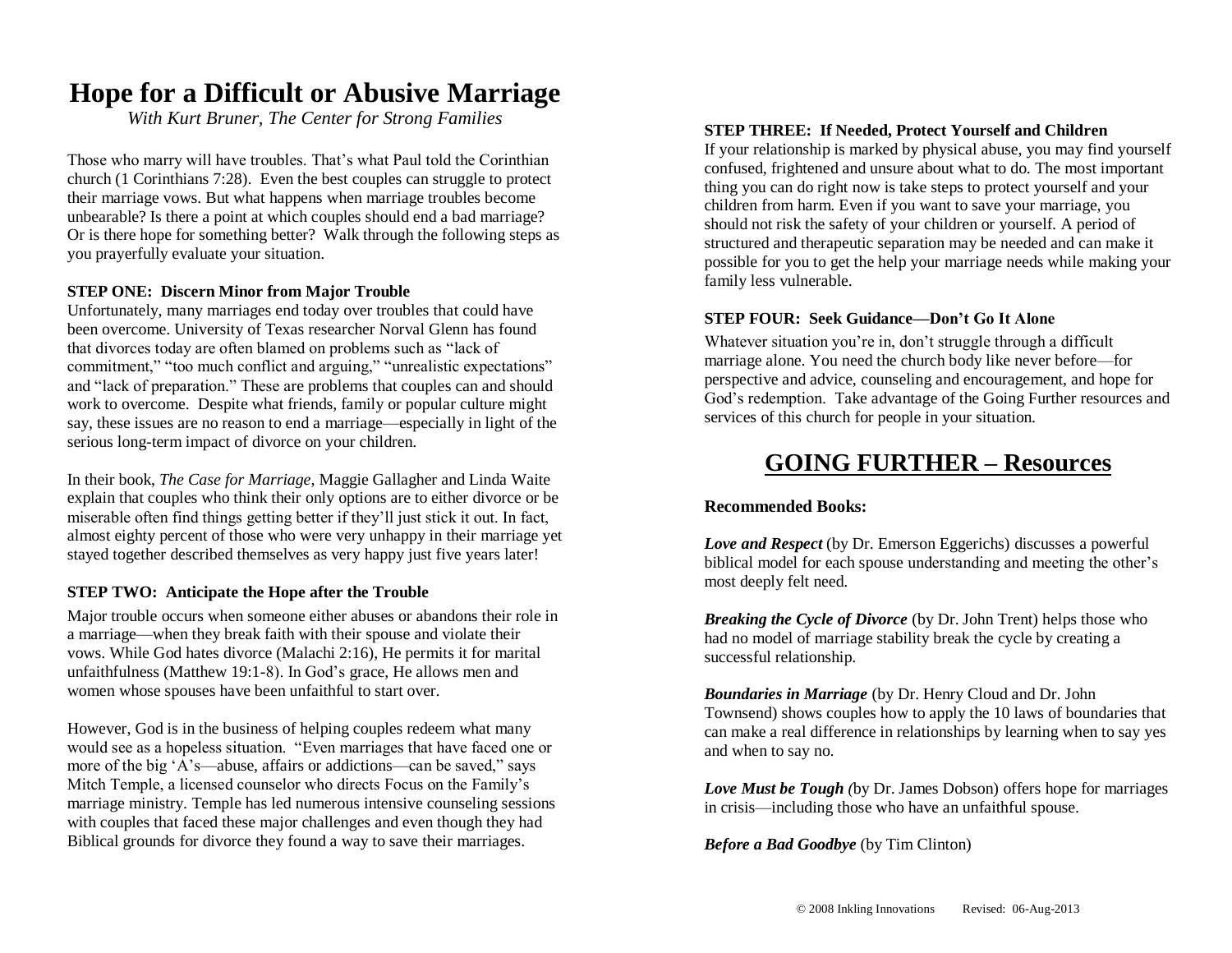# Hope for a Difficult or Abusive Marriage

*With Kurt Bruner, The Center for Strong Families*

Those who marry will have troubles. That's what Paul told the Corinthian church (1 Corinthians 7:28). Even the best couples can struggle to protect their marriage vows. But what happens when marriage troubles become unbearable? Is there a point at which couples should end a bad marriage? Or is there hope for something better? Walk through the following steps as you prayerfully evaluate your situation.

**STEP ONE: Discern Minor from Major Trouble**

Unfortunately, many marriages end today over troubles that could have been overcome. University of Texas researcher Norval Glenn has found that divorces today are often blamed on problems such as "lack of commitment," "too much conflict and arguing," "unrealistic expectations" and "lack of preparation." These are problems that couples can and should work to overcome. Despite what friends, family or popular culture might say, these issues are no reason to end a marriage—especially in light of the serious long-term impact of divorce on your children.

In their book, *The Case for Marriage*, Maggie Gallagher and Linda Waite explain that couples who think their only options are to either divorce or be miserable often find things getting better if they'll just stick it out. In fact, almost eighty percent of those who were very unhappy in their marriage yet stayed together described themselves as very happy just five years later!

**STEP TWO: Anticipate the Hope after the Trouble**

Major trouble occurs when someone either abuses or abandons their role in a marriage—when they break faith with their spouse and violate their vows. While God hates divorce (Malachi 2:16), He permits it for marital unfaithfulness (Matthew 19:1-8). In God's grace, He allows men and women whose spouses have been unfaithful to start over.

However, God is in the business of helping couples redeem what many would see as a hopeless situation. "Even marriages that have faced one or more of the big 'A's—abuse, affairs or addictions—can be saved," says Mitch Temple, a licensed counselor who directs Focus on the Family's marriage ministry. Temple has led numerous intensive counseling sessions with couples that faced these major challenges and even though they had Biblical grounds for divorce they found a way to save their marriages.

**STEP THREE: If Needed, Protect Yourself and Children**

If your relationship is marked by physical abuse, you may find yourself confused, frightened and unsure about what to do. The most important thing you can do right now is take steps to protect yourself and your children from harm. Even if you want to save your marriage, you should not risk the safety of your children or yourself. A period of structured and therapeutic separation may be needed and can make it possible for you to get the help your marriage needs while making your family less vulnerable.

**STEP FOUR: Seek Guidance—Don't Go It Alone**

Whatever situation you're in, don't struggle through a difficult marriage alone. You need the church body like never before—for perspective and advice, counseling and encouragement, and hope for God's redemption. Take advantage of the Going Further resources and services of this church for people in your situation.

## GOING FURTHER – Resources

**Recommended Books:**

***Love and Respect*** (by Dr. Emerson Eggerichs) discusses a powerful biblical model for each spouse understanding and meeting the other's most deeply felt need.

***Breaking the Cycle of Divorce*** (by Dr. John Trent) helps those who had no model of marriage stability break the cycle by creating a successful relationship.

***Boundaries in Marriage*** (by Dr. Henry Cloud and Dr. John Townsend) shows couples how to apply the 10 laws of boundaries that can make a real difference in relationships by learning when to say yes and when to say no.

***Love Must be Tough*** *(*by Dr. James Dobson) offers hope for marriages in crisis—including those who have an unfaithful spouse.

***Before a Bad Goodbye*** (by Tim Clinton)

© 2008 Inkling Innovations Revised: 06-Aug-2013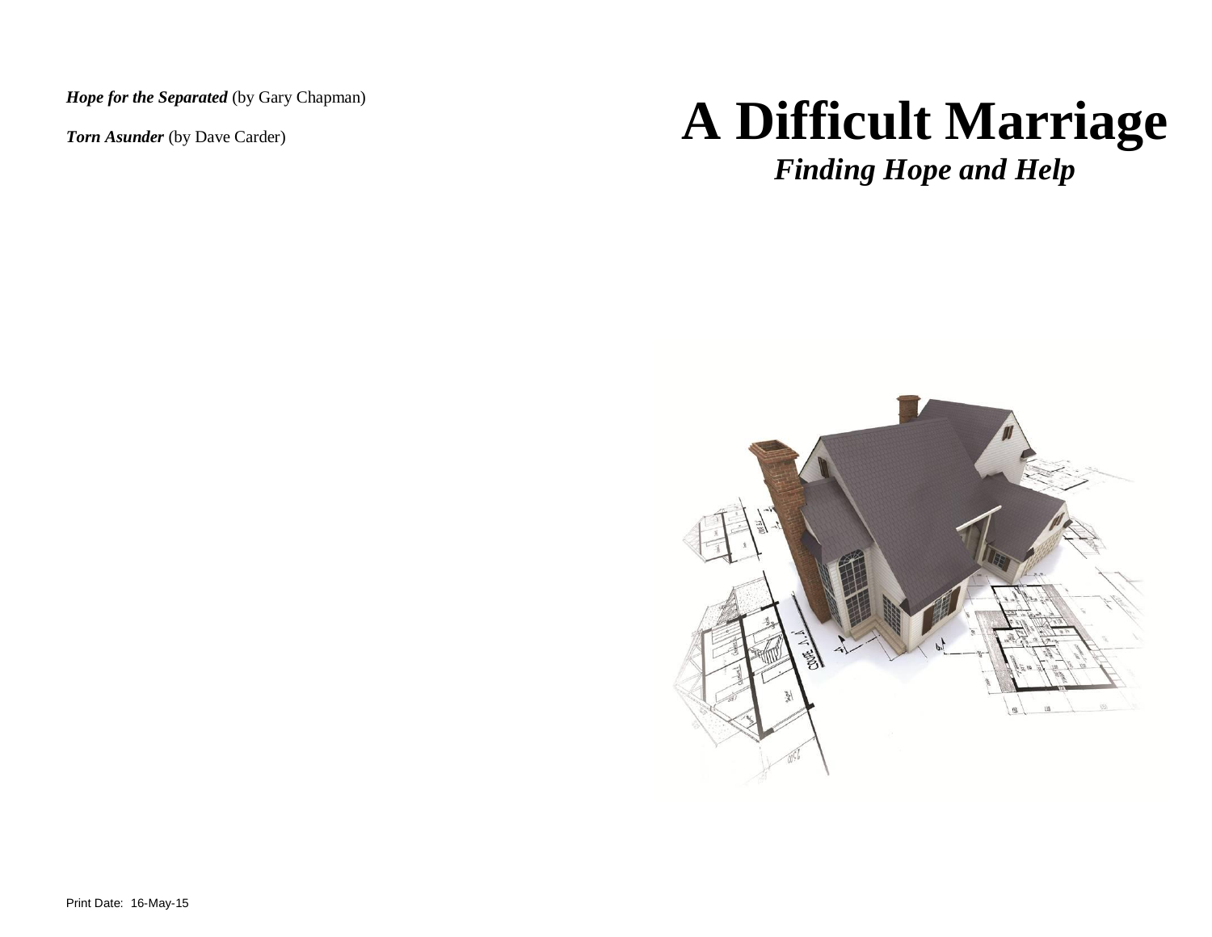*Hope for the Separated* (by Gary Chapman)

*Torn Asunder* (by Dave Carder)

# A Difficult Marriage

## *Finding Hope and Help*

Print Date: 16-May-15